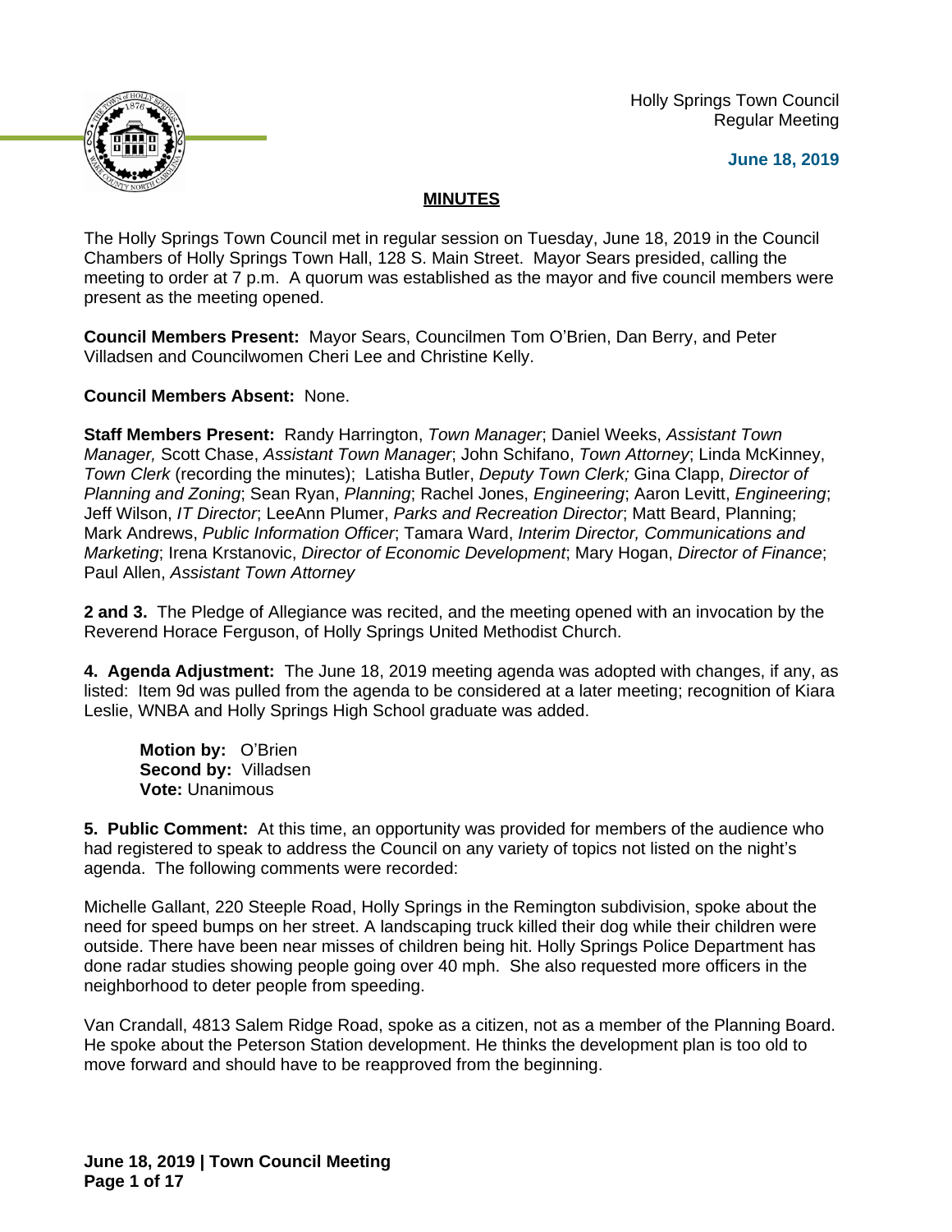Holly Springs Town Council
Regular Meeting

**June 18, 2019**

## MINUTES

The Holly Springs Town Council met in regular session on Tuesday, June 18, 2019 in the Council Chambers of Holly Springs Town Hall, 128 S. Main Street. Mayor Sears presided, calling the meeting to order at 7 p.m. A quorum was established as the mayor and five council members were present as the meeting opened.

**Council Members Present:** Mayor Sears, Councilmen Tom O'Brien, Dan Berry, and Peter Villadsen and Councilwomen Cheri Lee and Christine Kelly.

**Council Members Absent:** None.

**Staff Members Present:** Randy Harrington, *Town Manager*; Daniel Weeks, *Assistant Town Manager,* Scott Chase, *Assistant Town Manager*; John Schifano, *Town Attorney*; Linda McKinney, *Town Clerk* (recording the minutes); Latisha Butler, *Deputy Town Clerk;* Gina Clapp, *Director of Planning and Zoning*; Sean Ryan, *Planning*; Rachel Jones, *Engineering*; Aaron Levitt, *Engineering*; Jeff Wilson, *IT Director*; LeeAnn Plumer, *Parks and Recreation Director*; Matt Beard, Planning; Mark Andrews, *Public Information Officer*; Tamara Ward, *Interim Director, Communications and Marketing*; Irena Krstanovic, *Director of Economic Development*; Mary Hogan, *Director of Finance*; Paul Allen, *Assistant Town Attorney*

**2 and 3.** The Pledge of Allegiance was recited, and the meeting opened with an invocation by the Reverend Horace Ferguson, of Holly Springs United Methodist Church.

**4. Agenda Adjustment:** The June 18, 2019 meeting agenda was adopted with changes, if any, as listed: Item 9d was pulled from the agenda to be considered at a later meeting; recognition of Kiara Leslie, WNBA and Holly Springs High School graduate was added.

> **Motion by:** O'Brien
> **Second by:** Villadsen
> **Vote:** Unanimous

**5. Public Comment:** At this time, an opportunity was provided for members of the audience who had registered to speak to address the Council on any variety of topics not listed on the night's agenda. The following comments were recorded:

Michelle Gallant, 220 Steeple Road, Holly Springs in the Remington subdivision, spoke about the need for speed bumps on her street. A landscaping truck killed their dog while their children were outside. There have been near misses of children being hit. Holly Springs Police Department has done radar studies showing people going over 40 mph. She also requested more officers in the neighborhood to deter people from speeding.

Van Crandall, 4813 Salem Ridge Road, spoke as a citizen, not as a member of the Planning Board. He spoke about the Peterson Station development. He thinks the development plan is too old to move forward and should have to be reapproved from the beginning.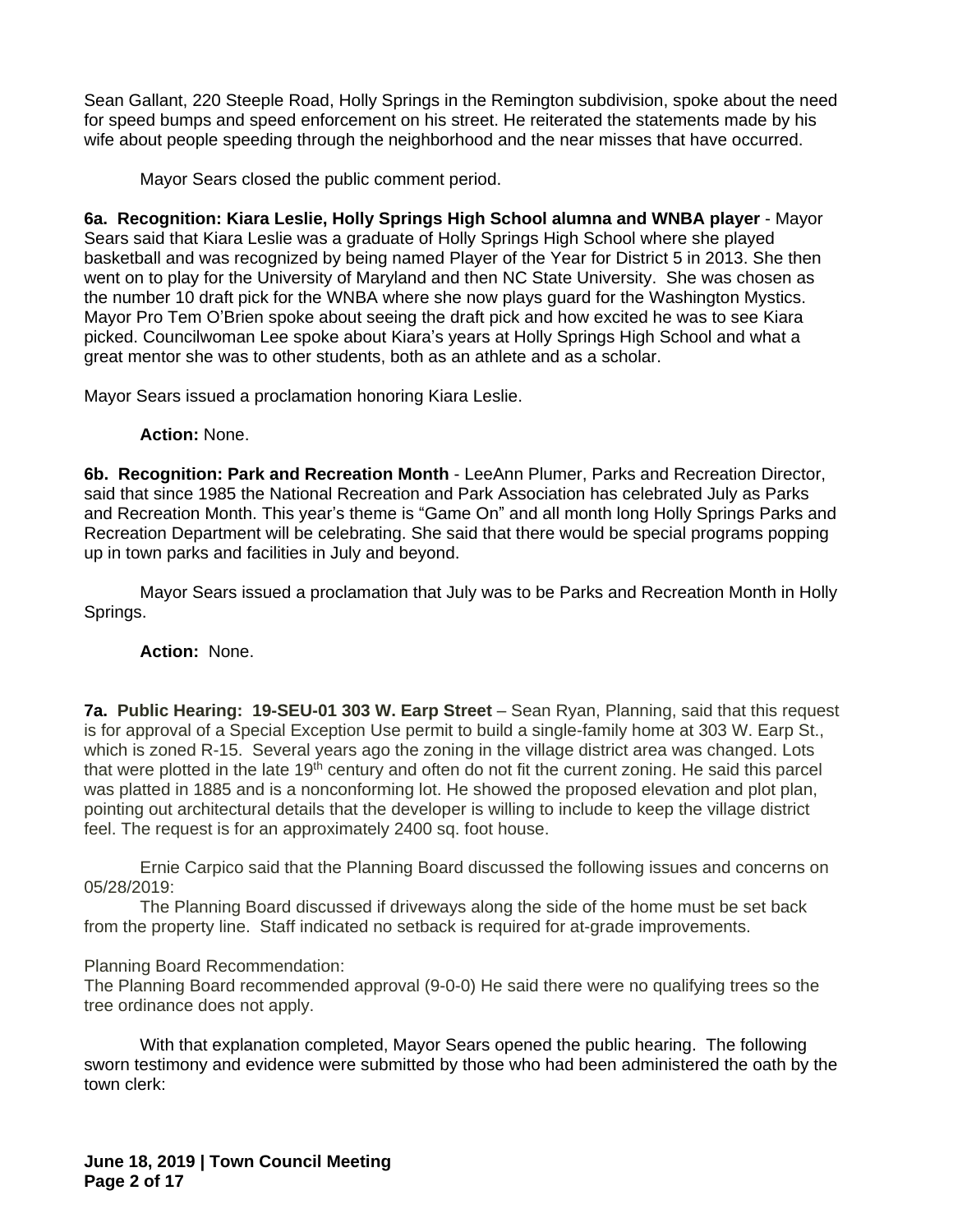Sean Gallant, 220 Steeple Road, Holly Springs in the Remington subdivision, spoke about the need for speed bumps and speed enforcement on his street. He reiterated the statements made by his wife about people speeding through the neighborhood and the near misses that have occurred.

Mayor Sears closed the public comment period.

**6a. Recognition: Kiara Leslie, Holly Springs High School alumna and WNBA player** - Mayor Sears said that Kiara Leslie was a graduate of Holly Springs High School where she played basketball and was recognized by being named Player of the Year for District 5 in 2013. She then went on to play for the University of Maryland and then NC State University. She was chosen as the number 10 draft pick for the WNBA where she now plays guard for the Washington Mystics. Mayor Pro Tem O'Brien spoke about seeing the draft pick and how excited he was to see Kiara picked. Councilwoman Lee spoke about Kiara's years at Holly Springs High School and what a great mentor she was to other students, both as an athlete and as a scholar.

Mayor Sears issued a proclamation honoring Kiara Leslie.

**Action:** None.

**6b. Recognition: Park and Recreation Month** - LeeAnn Plumer, Parks and Recreation Director, said that since 1985 the National Recreation and Park Association has celebrated July as Parks and Recreation Month. This year's theme is "Game On" and all month long Holly Springs Parks and Recreation Department will be celebrating. She said that there would be special programs popping up in town parks and facilities in July and beyond.

Mayor Sears issued a proclamation that July was to be Parks and Recreation Month in Holly Springs.

**Action:** None.

**7a. Public Hearing: 19-SEU-01 303 W. Earp Street** – Sean Ryan, Planning, said that this request is for approval of a Special Exception Use permit to build a single-family home at 303 W. Earp St., which is zoned R-15. Several years ago the zoning in the village district area was changed. Lots that were plotted in the late 19th century and often do not fit the current zoning. He said this parcel was platted in 1885 and is a nonconforming lot. He showed the proposed elevation and plot plan, pointing out architectural details that the developer is willing to include to keep the village district feel. The request is for an approximately 2400 sq. foot house.

Ernie Carpico said that the Planning Board discussed the following issues and concerns on 05/28/2019:

The Planning Board discussed if driveways along the side of the home must be set back from the property line. Staff indicated no setback is required for at-grade improvements.

Planning Board Recommendation:
The Planning Board recommended approval (9-0-0) He said there were no qualifying trees so the tree ordinance does not apply.

With that explanation completed, Mayor Sears opened the public hearing. The following sworn testimony and evidence were submitted by those who had been administered the oath by the town clerk: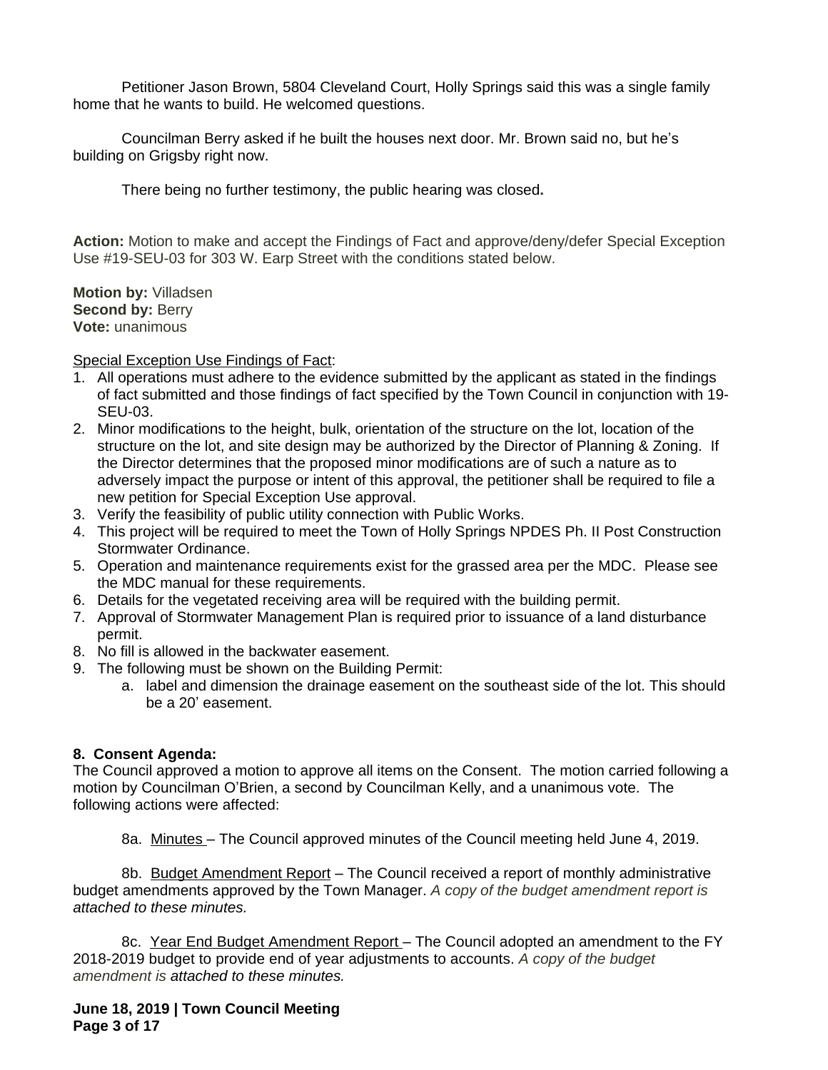Petitioner Jason Brown, 5804 Cleveland Court, Holly Springs said this was a single family home that he wants to build. He welcomed questions.

Councilman Berry asked if he built the houses next door. Mr. Brown said no, but he's building on Grigsby right now.

There being no further testimony, the public hearing was closed**.**

**Action:** Motion to make and accept the Findings of Fact and approve/deny/defer Special Exception Use #19-SEU-03 for 303 W. Earp Street with the conditions stated below.

**Motion by:** Villadsen
**Second by:** Berry
**Vote:** unanimous

Special Exception Use Findings of Fact:

1. All operations must adhere to the evidence submitted by the applicant as stated in the findings of fact submitted and those findings of fact specified by the Town Council in conjunction with 19-SEU-03.
2. Minor modifications to the height, bulk, orientation of the structure on the lot, location of the structure on the lot, and site design may be authorized by the Director of Planning & Zoning. If the Director determines that the proposed minor modifications are of such a nature as to adversely impact the purpose or intent of this approval, the petitioner shall be required to file a new petition for Special Exception Use approval.
3. Verify the feasibility of public utility connection with Public Works.
4. This project will be required to meet the Town of Holly Springs NPDES Ph. II Post Construction Stormwater Ordinance.
5. Operation and maintenance requirements exist for the grassed area per the MDC. Please see the MDC manual for these requirements.
6. Details for the vegetated receiving area will be required with the building permit.
7. Approval of Stormwater Management Plan is required prior to issuance of a land disturbance permit.
8. No fill is allowed in the backwater easement.
9. The following must be shown on the Building Permit:
    a. label and dimension the drainage easement on the southeast side of the lot. This should be a 20' easement.

**8. Consent Agenda:**

The Council approved a motion to approve all items on the Consent. The motion carried following a motion by Councilman O'Brien, a second by Councilman Kelly, and a unanimous vote. The following actions were affected:

8a. Minutes – The Council approved minutes of the Council meeting held June 4, 2019.

8b. Budget Amendment Report – The Council received a report of monthly administrative budget amendments approved by the Town Manager. *A copy of the budget amendment report is attached to these minutes.*

8c. Year End Budget Amendment Report – The Council adopted an amendment to the FY 2018-2019 budget to provide end of year adjustments to accounts. *A copy of the budget amendment is attached to these minutes.*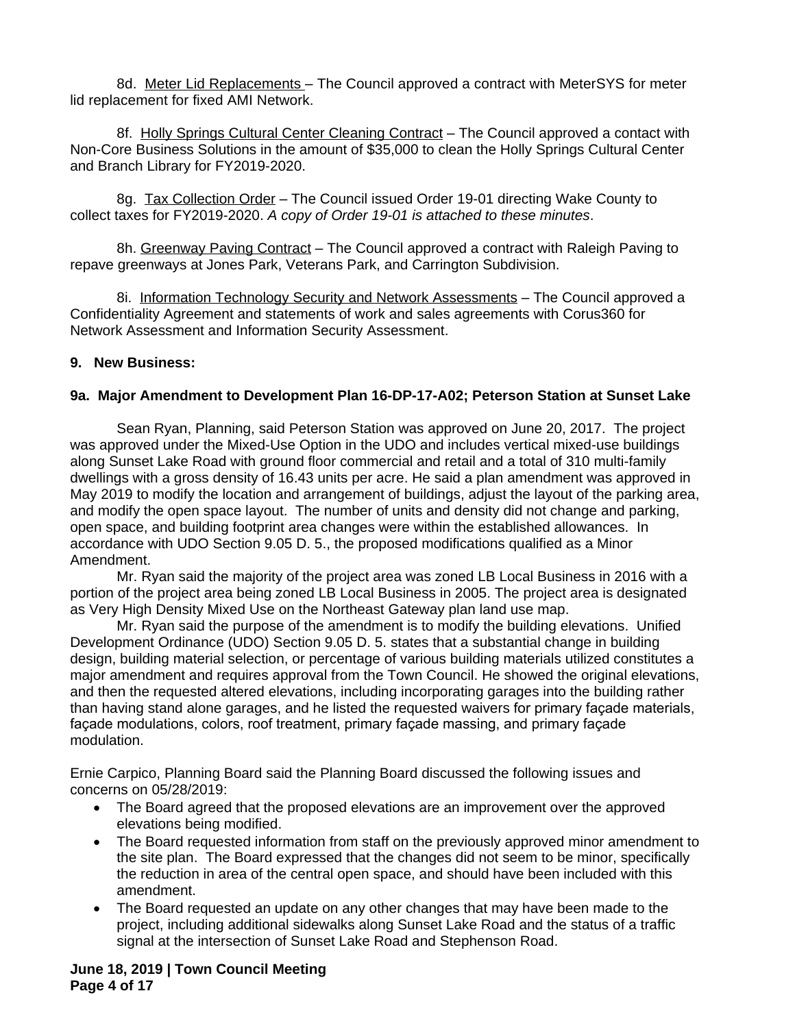8d. Meter Lid Replacements – The Council approved a contract with MeterSYS for meter lid replacement for fixed AMI Network.

8f. Holly Springs Cultural Center Cleaning Contract – The Council approved a contact with Non-Core Business Solutions in the amount of $35,000 to clean the Holly Springs Cultural Center and Branch Library for FY2019-2020.

8g. Tax Collection Order – The Council issued Order 19-01 directing Wake County to collect taxes for FY2019-2020. *A copy of Order 19-01 is attached to these minutes*.

8h. Greenway Paving Contract – The Council approved a contract with Raleigh Paving to repave greenways at Jones Park, Veterans Park, and Carrington Subdivision.

8i. Information Technology Security and Network Assessments – The Council approved a Confidentiality Agreement and statements of work and sales agreements with Corus360 for Network Assessment and Information Security Assessment.

**9. New Business:**

**9a. Major Amendment to Development Plan 16-DP-17-A02; Peterson Station at Sunset Lake**

Sean Ryan, Planning, said Peterson Station was approved on June 20, 2017. The project was approved under the Mixed-Use Option in the UDO and includes vertical mixed-use buildings along Sunset Lake Road with ground floor commercial and retail and a total of 310 multi-family dwellings with a gross density of 16.43 units per acre. He said a plan amendment was approved in May 2019 to modify the location and arrangement of buildings, adjust the layout of the parking area, and modify the open space layout. The number of units and density did not change and parking, open space, and building footprint area changes were within the established allowances. In accordance with UDO Section 9.05 D. 5., the proposed modifications qualified as a Minor Amendment.

Mr. Ryan said the majority of the project area was zoned LB Local Business in 2016 with a portion of the project area being zoned LB Local Business in 2005. The project area is designated as Very High Density Mixed Use on the Northeast Gateway plan land use map.

Mr. Ryan said the purpose of the amendment is to modify the building elevations. Unified Development Ordinance (UDO) Section 9.05 D. 5. states that a substantial change in building design, building material selection, or percentage of various building materials utilized constitutes a major amendment and requires approval from the Town Council. He showed the original elevations, and then the requested altered elevations, including incorporating garages into the building rather than having stand alone garages, and he listed the requested waivers for primary façade materials, façade modulations, colors, roof treatment, primary façade massing, and primary façade modulation.

Ernie Carpico, Planning Board said the Planning Board discussed the following issues and concerns on 05/28/2019:

- The Board agreed that the proposed elevations are an improvement over the approved elevations being modified.
- The Board requested information from staff on the previously approved minor amendment to the site plan. The Board expressed that the changes did not seem to be minor, specifically the reduction in area of the central open space, and should have been included with this amendment.
- The Board requested an update on any other changes that may have been made to the project, including additional sidewalks along Sunset Lake Road and the status of a traffic signal at the intersection of Sunset Lake Road and Stephenson Road.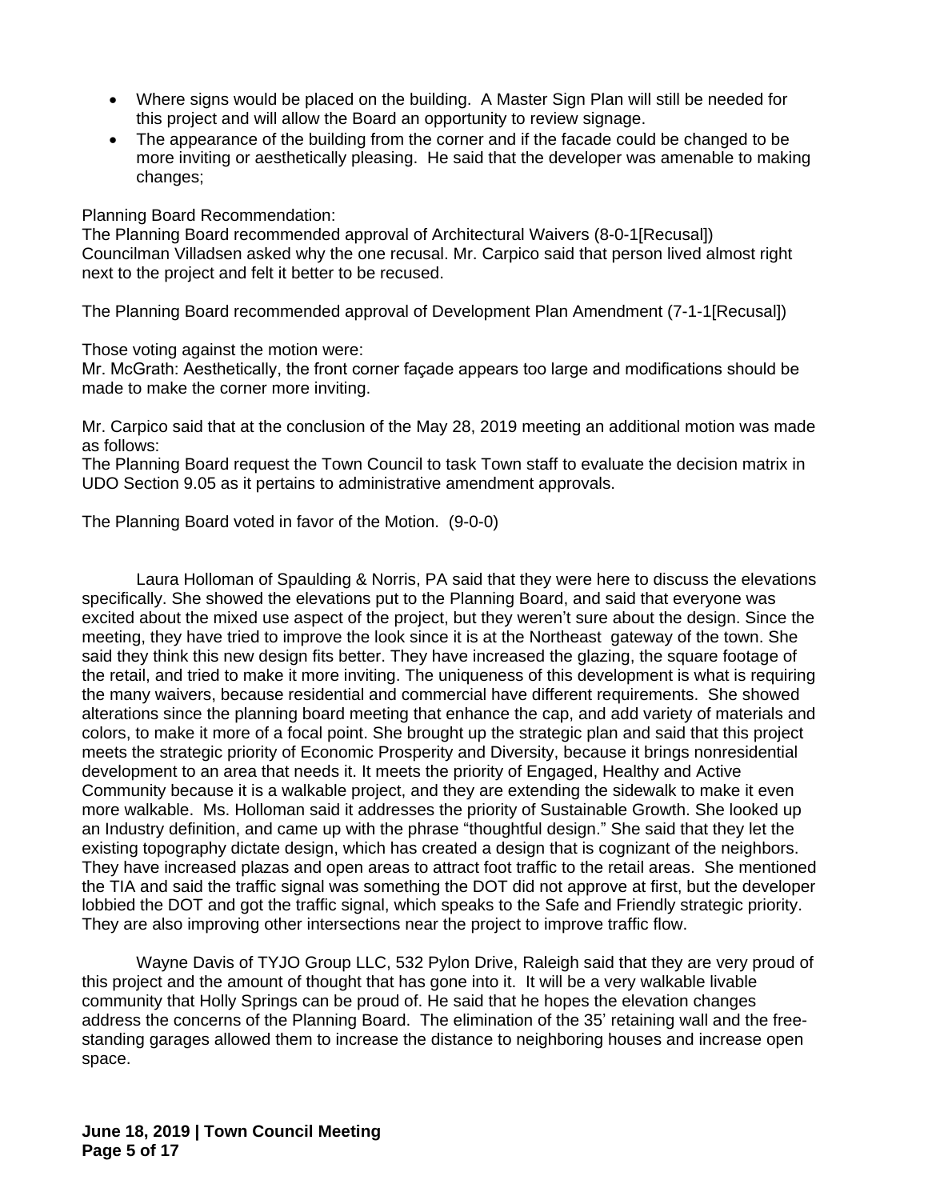- Where signs would be placed on the building. A Master Sign Plan will still be needed for this project and will allow the Board an opportunity to review signage.
- The appearance of the building from the corner and if the facade could be changed to be more inviting or aesthetically pleasing. He said that the developer was amenable to making changes;

Planning Board Recommendation:
The Planning Board recommended approval of Architectural Waivers (8-0-1[Recusal])
Councilman Villadsen asked why the one recusal. Mr. Carpico said that person lived almost right next to the project and felt it better to be recused.

The Planning Board recommended approval of Development Plan Amendment (7-1-1[Recusal])

Those voting against the motion were:
Mr. McGrath: Aesthetically, the front corner façade appears too large and modifications should be made to make the corner more inviting.

Mr. Carpico said that at the conclusion of the May 28, 2019 meeting an additional motion was made as follows:
The Planning Board request the Town Council to task Town staff to evaluate the decision matrix in UDO Section 9.05 as it pertains to administrative amendment approvals.

The Planning Board voted in favor of the Motion. (9-0-0)

Laura Holloman of Spaulding & Norris, PA said that they were here to discuss the elevations specifically. She showed the elevations put to the Planning Board, and said that everyone was excited about the mixed use aspect of the project, but they weren't sure about the design. Since the meeting, they have tried to improve the look since it is at the Northeast gateway of the town. She said they think this new design fits better. They have increased the glazing, the square footage of the retail, and tried to make it more inviting. The uniqueness of this development is what is requiring the many waivers, because residential and commercial have different requirements. She showed alterations since the planning board meeting that enhance the cap, and add variety of materials and colors, to make it more of a focal point. She brought up the strategic plan and said that this project meets the strategic priority of Economic Prosperity and Diversity, because it brings nonresidential development to an area that needs it. It meets the priority of Engaged, Healthy and Active Community because it is a walkable project, and they are extending the sidewalk to make it even more walkable. Ms. Holloman said it addresses the priority of Sustainable Growth. She looked up an Industry definition, and came up with the phrase "thoughtful design." She said that they let the existing topography dictate design, which has created a design that is cognizant of the neighbors. They have increased plazas and open areas to attract foot traffic to the retail areas. She mentioned the TIA and said the traffic signal was something the DOT did not approve at first, but the developer lobbied the DOT and got the traffic signal, which speaks to the Safe and Friendly strategic priority. They are also improving other intersections near the project to improve traffic flow.

Wayne Davis of TYJO Group LLC, 532 Pylon Drive, Raleigh said that they are very proud of this project and the amount of thought that has gone into it. It will be a very walkable livable community that Holly Springs can be proud of. He said that he hopes the elevation changes address the concerns of the Planning Board. The elimination of the 35' retaining wall and the free-standing garages allowed them to increase the distance to neighboring houses and increase open space.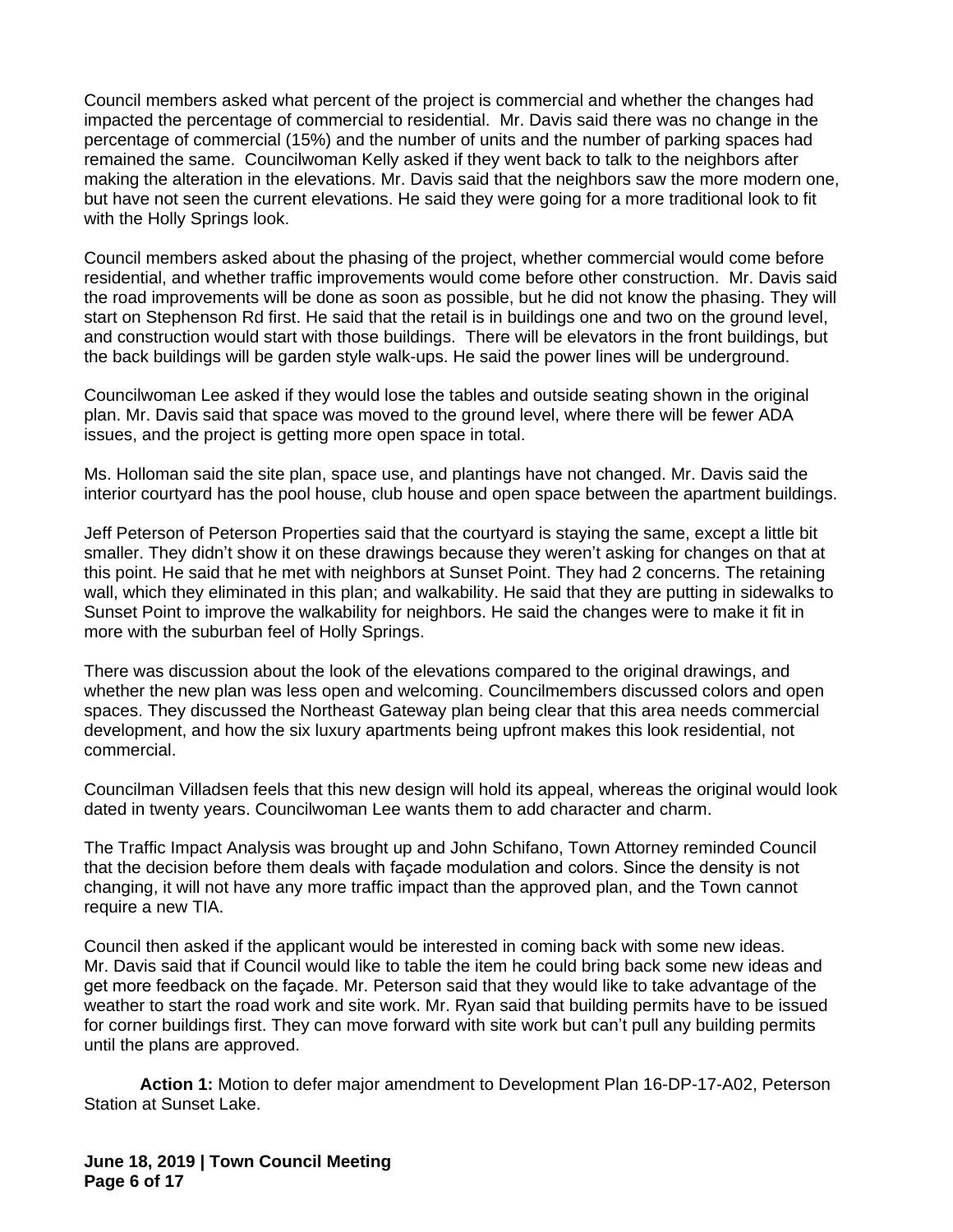Council members asked what percent of the project is commercial and whether the changes had impacted the percentage of commercial to residential. Mr. Davis said there was no change in the percentage of commercial (15%) and the number of units and the number of parking spaces had remained the same. Councilwoman Kelly asked if they went back to talk to the neighbors after making the alteration in the elevations. Mr. Davis said that the neighbors saw the more modern one, but have not seen the current elevations. He said they were going for a more traditional look to fit with the Holly Springs look.

Council members asked about the phasing of the project, whether commercial would come before residential, and whether traffic improvements would come before other construction. Mr. Davis said the road improvements will be done as soon as possible, but he did not know the phasing. They will start on Stephenson Rd first. He said that the retail is in buildings one and two on the ground level, and construction would start with those buildings. There will be elevators in the front buildings, but the back buildings will be garden style walk-ups. He said the power lines will be underground.

Councilwoman Lee asked if they would lose the tables and outside seating shown in the original plan. Mr. Davis said that space was moved to the ground level, where there will be fewer ADA issues, and the project is getting more open space in total.

Ms. Holloman said the site plan, space use, and plantings have not changed. Mr. Davis said the interior courtyard has the pool house, club house and open space between the apartment buildings.

Jeff Peterson of Peterson Properties said that the courtyard is staying the same, except a little bit smaller. They didn't show it on these drawings because they weren't asking for changes on that at this point. He said that he met with neighbors at Sunset Point. They had 2 concerns. The retaining wall, which they eliminated in this plan; and walkability. He said that they are putting in sidewalks to Sunset Point to improve the walkability for neighbors. He said the changes were to make it fit in more with the suburban feel of Holly Springs.

There was discussion about the look of the elevations compared to the original drawings, and whether the new plan was less open and welcoming. Councilmembers discussed colors and open spaces. They discussed the Northeast Gateway plan being clear that this area needs commercial development, and how the six luxury apartments being upfront makes this look residential, not commercial.

Councilman Villadsen feels that this new design will hold its appeal, whereas the original would look dated in twenty years. Councilwoman Lee wants them to add character and charm.

The Traffic Impact Analysis was brought up and John Schifano, Town Attorney reminded Council that the decision before them deals with façade modulation and colors. Since the density is not changing, it will not have any more traffic impact than the approved plan, and the Town cannot require a new TIA.

Council then asked if the applicant would be interested in coming back with some new ideas. Mr. Davis said that if Council would like to table the item he could bring back some new ideas and get more feedback on the façade. Mr. Peterson said that they would like to take advantage of the weather to start the road work and site work. Mr. Ryan said that building permits have to be issued for corner buildings first. They can move forward with site work but can't pull any building permits until the plans are approved.

**Action 1:** Motion to defer major amendment to Development Plan 16-DP-17-A02, Peterson Station at Sunset Lake.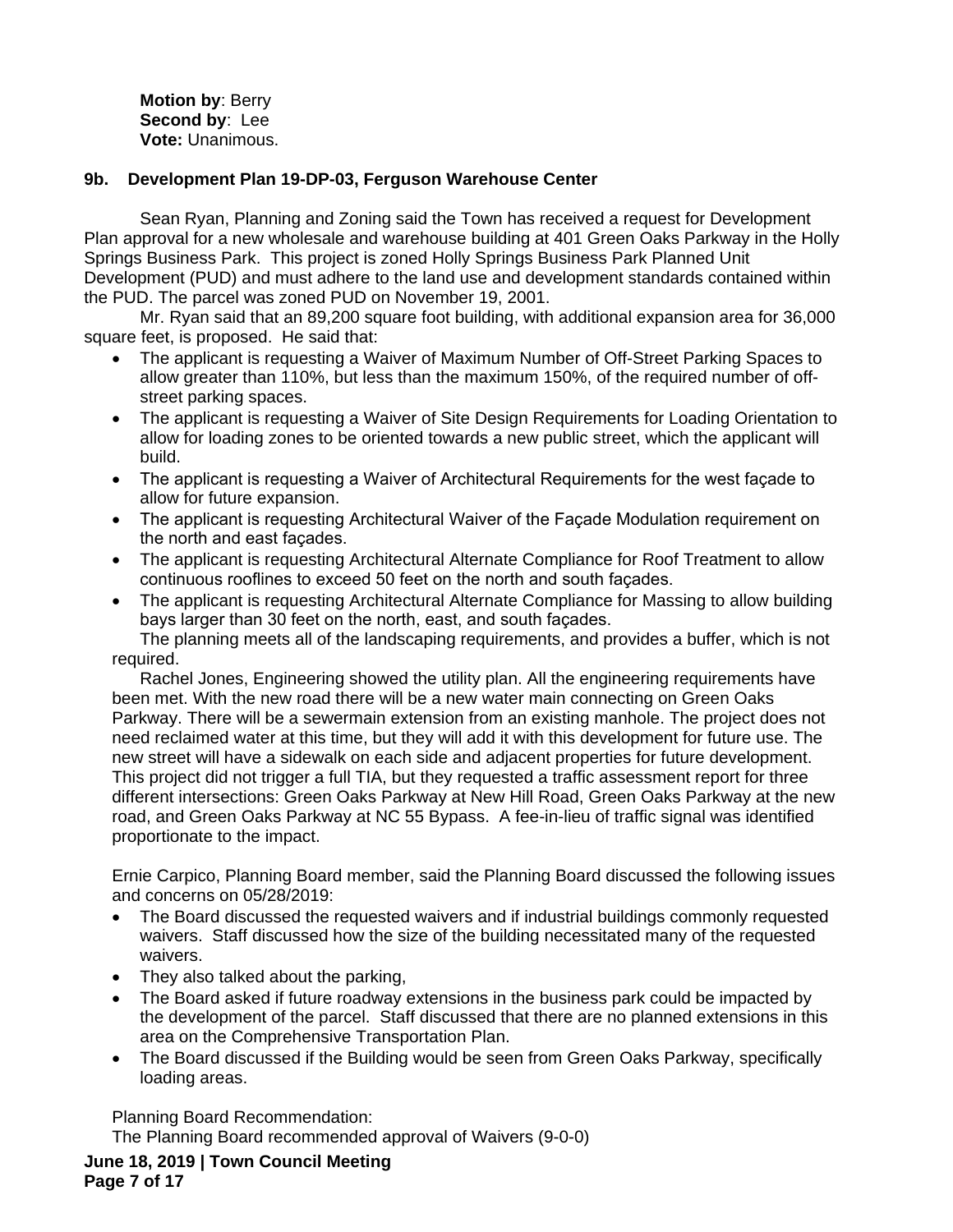**Motion by**: Berry
**Second by**: Lee
**Vote:** Unanimous.

### 9b. Development Plan 19-DP-03, Ferguson Warehouse Center

Sean Ryan, Planning and Zoning said the Town has received a request for Development Plan approval for a new wholesale and warehouse building at 401 Green Oaks Parkway in the Holly Springs Business Park. This project is zoned Holly Springs Business Park Planned Unit Development (PUD) and must adhere to the land use and development standards contained within the PUD. The parcel was zoned PUD on November 19, 2001.

Mr. Ryan said that an 89,200 square foot building, with additional expansion area for 36,000 square feet, is proposed. He said that:

- The applicant is requesting a Waiver of Maximum Number of Off-Street Parking Spaces to allow greater than 110%, but less than the maximum 150%, of the required number of off-street parking spaces.
- The applicant is requesting a Waiver of Site Design Requirements for Loading Orientation to allow for loading zones to be oriented towards a new public street, which the applicant will build.
- The applicant is requesting a Waiver of Architectural Requirements for the west façade to allow for future expansion.
- The applicant is requesting Architectural Waiver of the Façade Modulation requirement on the north and east façades.
- The applicant is requesting Architectural Alternate Compliance for Roof Treatment to allow continuous rooflines to exceed 50 feet on the north and south façades.
- The applicant is requesting Architectural Alternate Compliance for Massing to allow building bays larger than 30 feet on the north, east, and south façades.

The planning meets all of the landscaping requirements, and provides a buffer, which is not required.

Rachel Jones, Engineering showed the utility plan. All the engineering requirements have been met. With the new road there will be a new water main connecting on Green Oaks Parkway. There will be a sewermain extension from an existing manhole. The project does not need reclaimed water at this time, but they will add it with this development for future use. The new street will have a sidewalk on each side and adjacent properties for future development. This project did not trigger a full TIA, but they requested a traffic assessment report for three different intersections: Green Oaks Parkway at New Hill Road, Green Oaks Parkway at the new road, and Green Oaks Parkway at NC 55 Bypass. A fee-in-lieu of traffic signal was identified proportionate to the impact.

Ernie Carpico, Planning Board member, said the Planning Board discussed the following issues and concerns on 05/28/2019:

- The Board discussed the requested waivers and if industrial buildings commonly requested waivers. Staff discussed how the size of the building necessitated many of the requested waivers.
- They also talked about the parking,
- The Board asked if future roadway extensions in the business park could be impacted by the development of the parcel. Staff discussed that there are no planned extensions in this area on the Comprehensive Transportation Plan.
- The Board discussed if the Building would be seen from Green Oaks Parkway, specifically loading areas.

Planning Board Recommendation:
The Planning Board recommended approval of Waivers (9-0-0)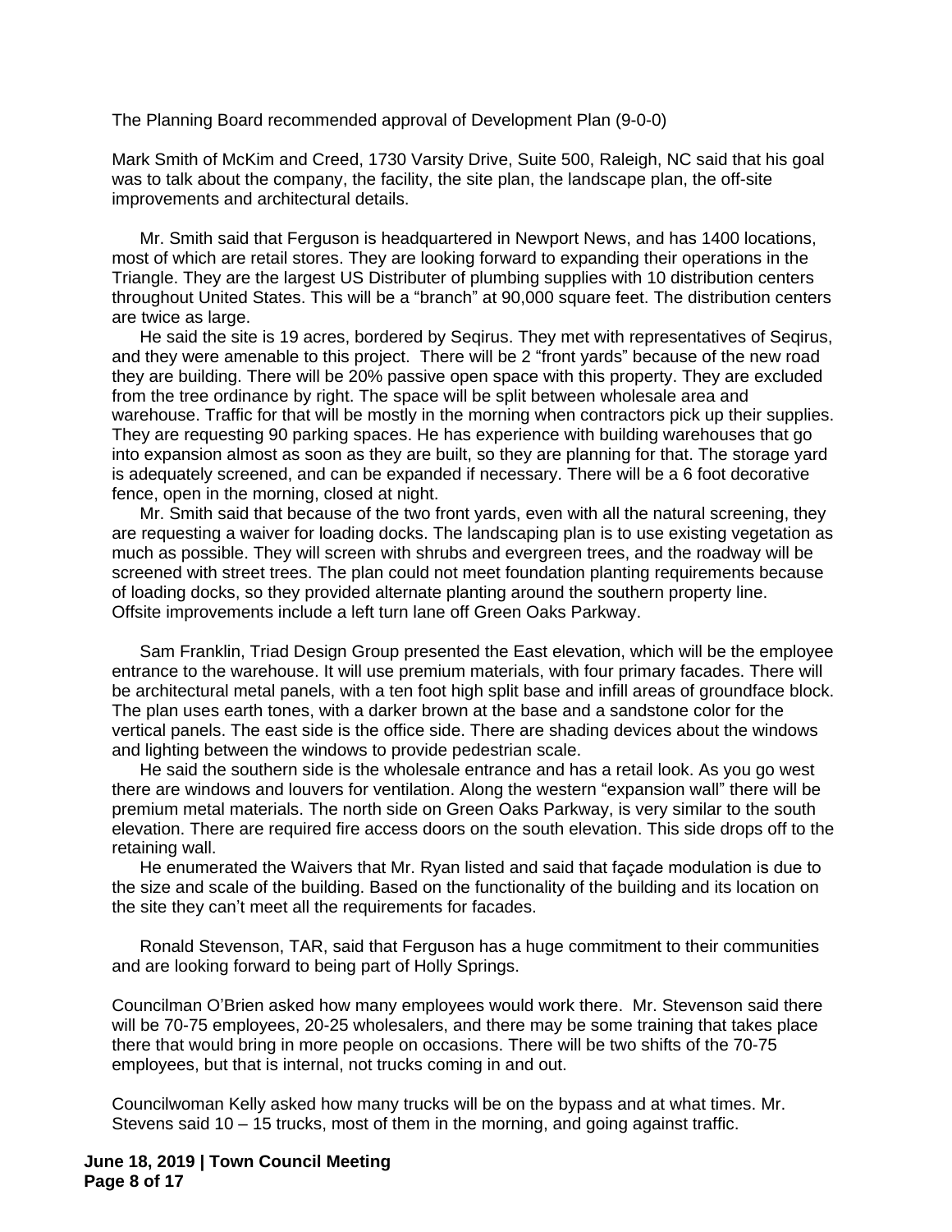The Planning Board recommended approval of Development Plan (9-0-0)

Mark Smith of McKim and Creed, 1730 Varsity Drive, Suite 500, Raleigh, NC said that his goal was to talk about the company, the facility, the site plan, the landscape plan, the off-site improvements and architectural details.

Mr. Smith said that Ferguson is headquartered in Newport News, and has 1400 locations, most of which are retail stores. They are looking forward to expanding their operations in the Triangle. They are the largest US Distributer of plumbing supplies with 10 distribution centers throughout United States. This will be a "branch" at 90,000 square feet. The distribution centers are twice as large.

He said the site is 19 acres, bordered by Seqirus. They met with representatives of Seqirus, and they were amenable to this project. There will be 2 "front yards" because of the new road they are building. There will be 20% passive open space with this property. They are excluded from the tree ordinance by right. The space will be split between wholesale area and warehouse. Traffic for that will be mostly in the morning when contractors pick up their supplies. They are requesting 90 parking spaces. He has experience with building warehouses that go into expansion almost as soon as they are built, so they are planning for that. The storage yard is adequately screened, and can be expanded if necessary. There will be a 6 foot decorative fence, open in the morning, closed at night.

Mr. Smith said that because of the two front yards, even with all the natural screening, they are requesting a waiver for loading docks. The landscaping plan is to use existing vegetation as much as possible. They will screen with shrubs and evergreen trees, and the roadway will be screened with street trees. The plan could not meet foundation planting requirements because of loading docks, so they provided alternate planting around the southern property line. Offsite improvements include a left turn lane off Green Oaks Parkway.

Sam Franklin, Triad Design Group presented the East elevation, which will be the employee entrance to the warehouse. It will use premium materials, with four primary facades. There will be architectural metal panels, with a ten foot high split base and infill areas of groundface block. The plan uses earth tones, with a darker brown at the base and a sandstone color for the vertical panels. The east side is the office side. There are shading devices about the windows and lighting between the windows to provide pedestrian scale.

He said the southern side is the wholesale entrance and has a retail look. As you go west there are windows and louvers for ventilation. Along the western "expansion wall" there will be premium metal materials. The north side on Green Oaks Parkway, is very similar to the south elevation. There are required fire access doors on the south elevation. This side drops off to the retaining wall.

He enumerated the Waivers that Mr. Ryan listed and said that façade modulation is due to the size and scale of the building. Based on the functionality of the building and its location on the site they can't meet all the requirements for facades.

Ronald Stevenson, TAR, said that Ferguson has a huge commitment to their communities and are looking forward to being part of Holly Springs.

Councilman O'Brien asked how many employees would work there. Mr. Stevenson said there will be 70-75 employees, 20-25 wholesalers, and there may be some training that takes place there that would bring in more people on occasions. There will be two shifts of the 70-75 employees, but that is internal, not trucks coming in and out.

Councilwoman Kelly asked how many trucks will be on the bypass and at what times. Mr. Stevens said 10 – 15 trucks, most of them in the morning, and going against traffic.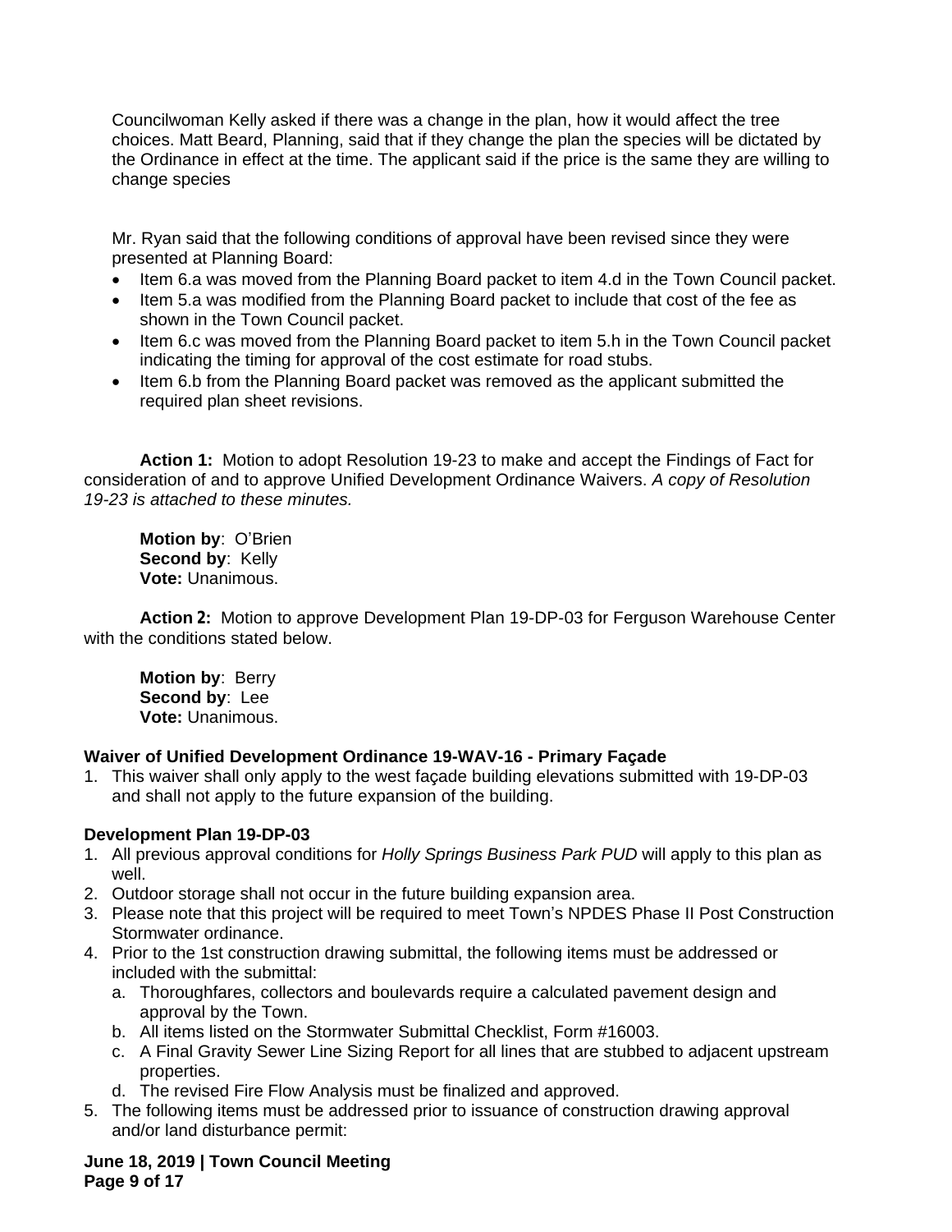Councilwoman Kelly asked if there was a change in the plan, how it would affect the tree choices. Matt Beard, Planning, said that if they change the plan the species will be dictated by the Ordinance in effect at the time. The applicant said if the price is the same they are willing to change species

Mr. Ryan said that the following conditions of approval have been revised since they were presented at Planning Board:

- Item 6.a was moved from the Planning Board packet to item 4.d in the Town Council packet.
- Item 5.a was modified from the Planning Board packet to include that cost of the fee as shown in the Town Council packet.
- Item 6.c was moved from the Planning Board packet to item 5.h in the Town Council packet indicating the timing for approval of the cost estimate for road stubs.
- Item 6.b from the Planning Board packet was removed as the applicant submitted the required plan sheet revisions.

**Action 1:** Motion to adopt Resolution 19-23 to make and accept the Findings of Fact for consideration of and to approve Unified Development Ordinance Waivers. *A copy of Resolution 19-23 is attached to these minutes.*

**Motion by**: O'Brien
**Second by**: Kelly
**Vote:** Unanimous.

**Action 2:** Motion to approve Development Plan 19-DP-03 for Ferguson Warehouse Center with the conditions stated below.

**Motion by**: Berry
**Second by**: Lee
**Vote:** Unanimous.

**Waiver of Unified Development Ordinance 19-WAV-16 - Primary Façade**

1. This waiver shall only apply to the west façade building elevations submitted with 19-DP-03 and shall not apply to the future expansion of the building.

**Development Plan 19-DP-03**

1. All previous approval conditions for *Holly Springs Business Park PUD* will apply to this plan as well.
2. Outdoor storage shall not occur in the future building expansion area.
3. Please note that this project will be required to meet Town's NPDES Phase II Post Construction Stormwater ordinance.
4. Prior to the 1st construction drawing submittal, the following items must be addressed or included with the submittal:
   a. Thoroughfares, collectors and boulevards require a calculated pavement design and approval by the Town.
   b. All items listed on the Stormwater Submittal Checklist, Form #16003.
   c. A Final Gravity Sewer Line Sizing Report for all lines that are stubbed to adjacent upstream properties.
   d. The revised Fire Flow Analysis must be finalized and approved.
5. The following items must be addressed prior to issuance of construction drawing approval and/or land disturbance permit: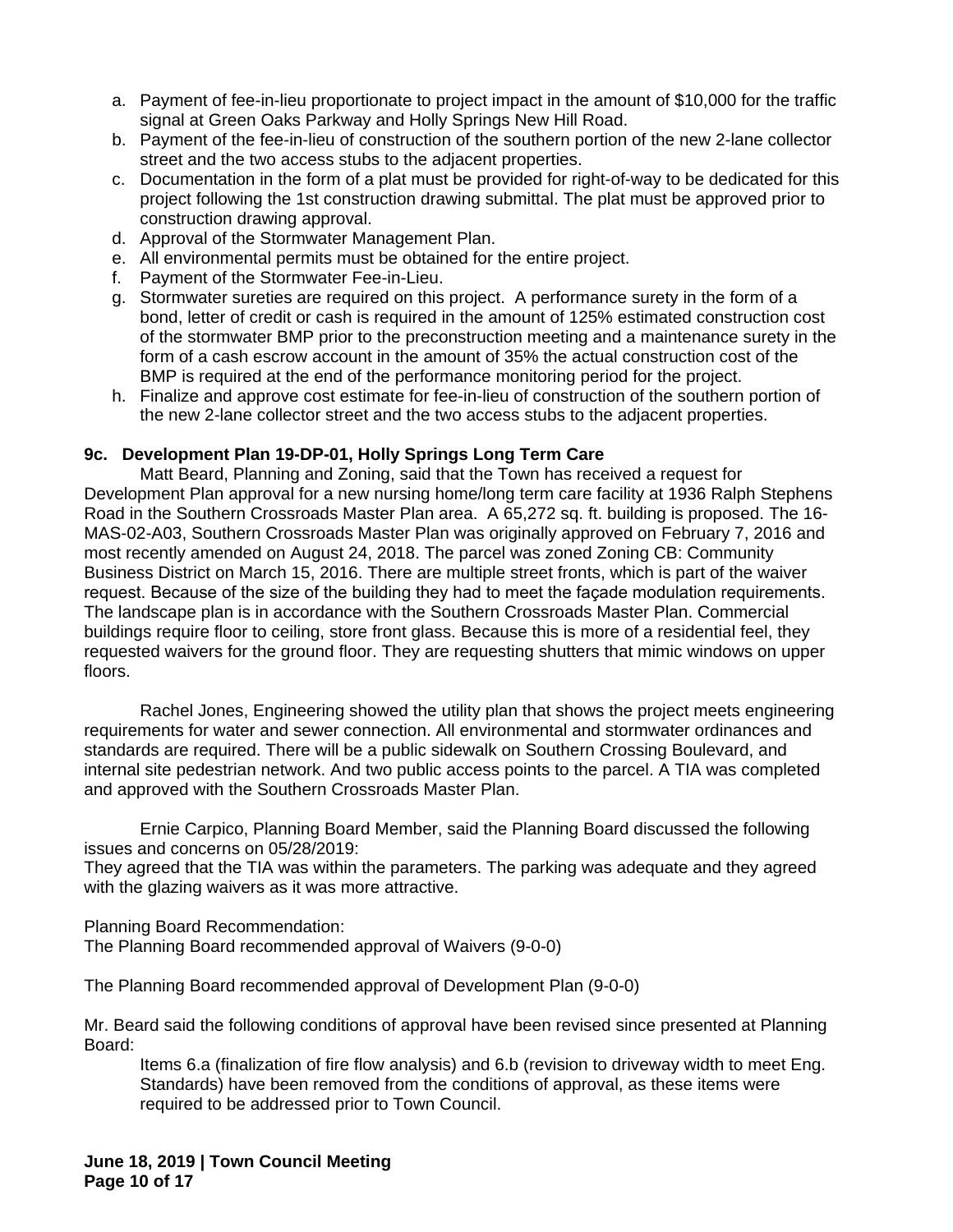a. Payment of fee-in-lieu proportionate to project impact in the amount of $10,000 for the traffic signal at Green Oaks Parkway and Holly Springs New Hill Road.
b. Payment of the fee-in-lieu of construction of the southern portion of the new 2-lane collector street and the two access stubs to the adjacent properties.
c. Documentation in the form of a plat must be provided for right-of-way to be dedicated for this project following the 1st construction drawing submittal. The plat must be approved prior to construction drawing approval.
d. Approval of the Stormwater Management Plan.
e. All environmental permits must be obtained for the entire project.
f. Payment of the Stormwater Fee-in-Lieu.
g. Stormwater sureties are required on this project. A performance surety in the form of a bond, letter of credit or cash is required in the amount of 125% estimated construction cost of the stormwater BMP prior to the preconstruction meeting and a maintenance surety in the form of a cash escrow account in the amount of 35% the actual construction cost of the BMP is required at the end of the performance monitoring period for the project.
h. Finalize and approve cost estimate for fee-in-lieu of construction of the southern portion of the new 2-lane collector street and the two access stubs to the adjacent properties.

**9c. Development Plan 19-DP-01, Holly Springs Long Term Care**

Matt Beard, Planning and Zoning, said that the Town has received a request for Development Plan approval for a new nursing home/long term care facility at 1936 Ralph Stephens Road in the Southern Crossroads Master Plan area. A 65,272 sq. ft. building is proposed. The 16-MAS-02-A03, Southern Crossroads Master Plan was originally approved on February 7, 2016 and most recently amended on August 24, 2018. The parcel was zoned Zoning CB: Community Business District on March 15, 2016. There are multiple street fronts, which is part of the waiver request. Because of the size of the building they had to meet the façade modulation requirements. The landscape plan is in accordance with the Southern Crossroads Master Plan. Commercial buildings require floor to ceiling, store front glass. Because this is more of a residential feel, they requested waivers for the ground floor. They are requesting shutters that mimic windows on upper floors.

Rachel Jones, Engineering showed the utility plan that shows the project meets engineering requirements for water and sewer connection. All environmental and stormwater ordinances and standards are required. There will be a public sidewalk on Southern Crossing Boulevard, and internal site pedestrian network. And two public access points to the parcel. A TIA was completed and approved with the Southern Crossroads Master Plan.

Ernie Carpico, Planning Board Member, said the Planning Board discussed the following issues and concerns on 05/28/2019:
They agreed that the TIA was within the parameters. The parking was adequate and they agreed with the glazing waivers as it was more attractive.

Planning Board Recommendation:
The Planning Board recommended approval of Waivers (9-0-0)

The Planning Board recommended approval of Development Plan (9-0-0)

Mr. Beard said the following conditions of approval have been revised since presented at Planning Board:

Items 6.a (finalization of fire flow analysis) and 6.b (revision to driveway width to meet Eng. Standards) have been removed from the conditions of approval, as these items were required to be addressed prior to Town Council.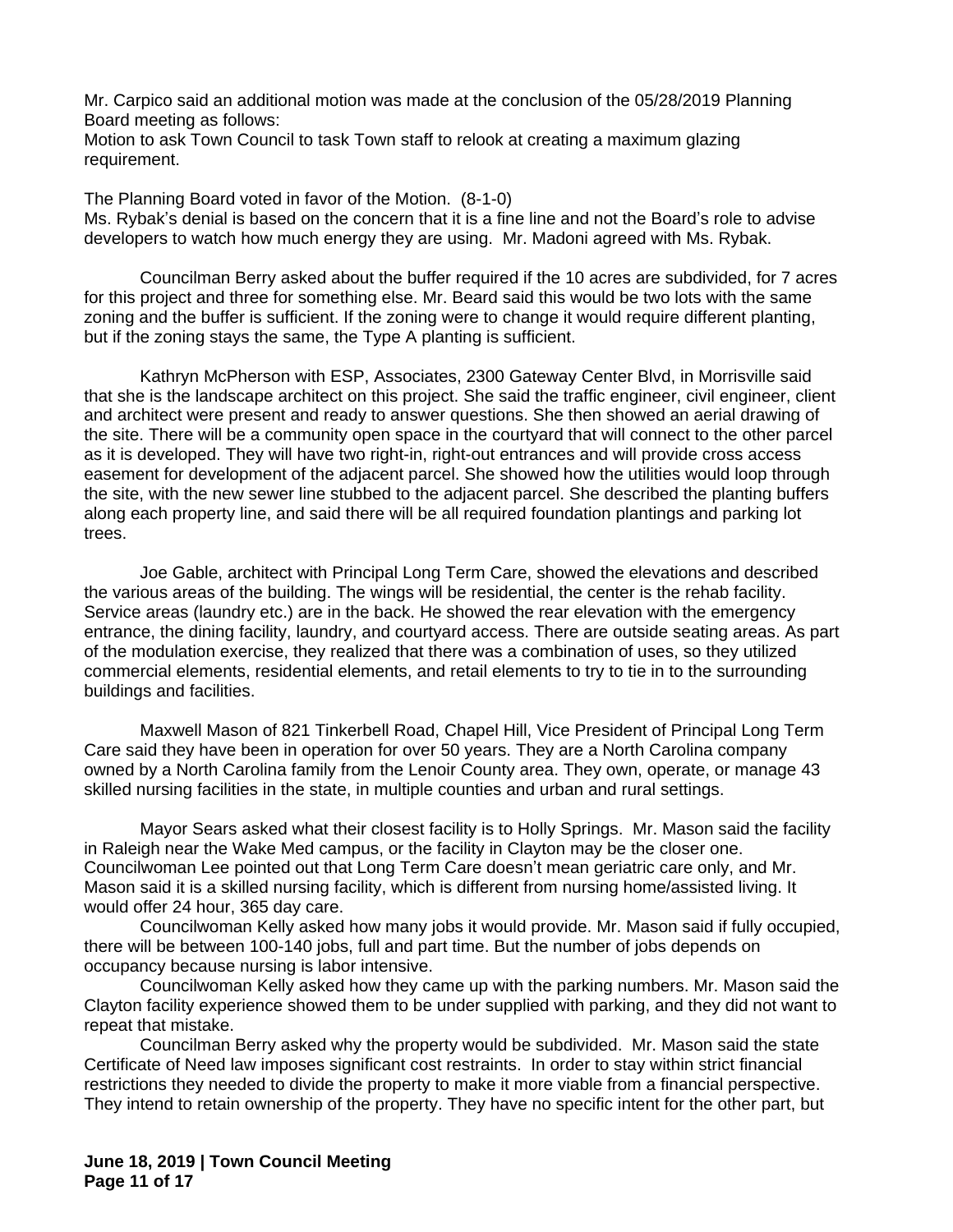Mr. Carpico said an additional motion was made at the conclusion of the 05/28/2019 Planning Board meeting as follows:
Motion to ask Town Council to task Town staff to relook at creating a maximum glazing requirement.

The Planning Board voted in favor of the Motion. (8-1-0)
Ms. Rybak's denial is based on the concern that it is a fine line and not the Board's role to advise developers to watch how much energy they are using. Mr. Madoni agreed with Ms. Rybak.

Councilman Berry asked about the buffer required if the 10 acres are subdivided, for 7 acres for this project and three for something else. Mr. Beard said this would be two lots with the same zoning and the buffer is sufficient. If the zoning were to change it would require different planting, but if the zoning stays the same, the Type A planting is sufficient.

Kathryn McPherson with ESP, Associates, 2300 Gateway Center Blvd, in Morrisville said that she is the landscape architect on this project. She said the traffic engineer, civil engineer, client and architect were present and ready to answer questions. She then showed an aerial drawing of the site. There will be a community open space in the courtyard that will connect to the other parcel as it is developed. They will have two right-in, right-out entrances and will provide cross access easement for development of the adjacent parcel. She showed how the utilities would loop through the site, with the new sewer line stubbed to the adjacent parcel. She described the planting buffers along each property line, and said there will be all required foundation plantings and parking lot trees.

Joe Gable, architect with Principal Long Term Care, showed the elevations and described the various areas of the building. The wings will be residential, the center is the rehab facility. Service areas (laundry etc.) are in the back. He showed the rear elevation with the emergency entrance, the dining facility, laundry, and courtyard access. There are outside seating areas. As part of the modulation exercise, they realized that there was a combination of uses, so they utilized commercial elements, residential elements, and retail elements to try to tie in to the surrounding buildings and facilities.

Maxwell Mason of 821 Tinkerbell Road, Chapel Hill, Vice President of Principal Long Term Care said they have been in operation for over 50 years. They are a North Carolina company owned by a North Carolina family from the Lenoir County area. They own, operate, or manage 43 skilled nursing facilities in the state, in multiple counties and urban and rural settings.

Mayor Sears asked what their closest facility is to Holly Springs. Mr. Mason said the facility in Raleigh near the Wake Med campus, or the facility in Clayton may be the closer one. Councilwoman Lee pointed out that Long Term Care doesn't mean geriatric care only, and Mr. Mason said it is a skilled nursing facility, which is different from nursing home/assisted living. It would offer 24 hour, 365 day care.

Councilwoman Kelly asked how many jobs it would provide. Mr. Mason said if fully occupied, there will be between 100-140 jobs, full and part time. But the number of jobs depends on occupancy because nursing is labor intensive.

Councilwoman Kelly asked how they came up with the parking numbers. Mr. Mason said the Clayton facility experience showed them to be under supplied with parking, and they did not want to repeat that mistake.

Councilman Berry asked why the property would be subdivided. Mr. Mason said the state Certificate of Need law imposes significant cost restraints. In order to stay within strict financial restrictions they needed to divide the property to make it more viable from a financial perspective. They intend to retain ownership of the property. They have no specific intent for the other part, but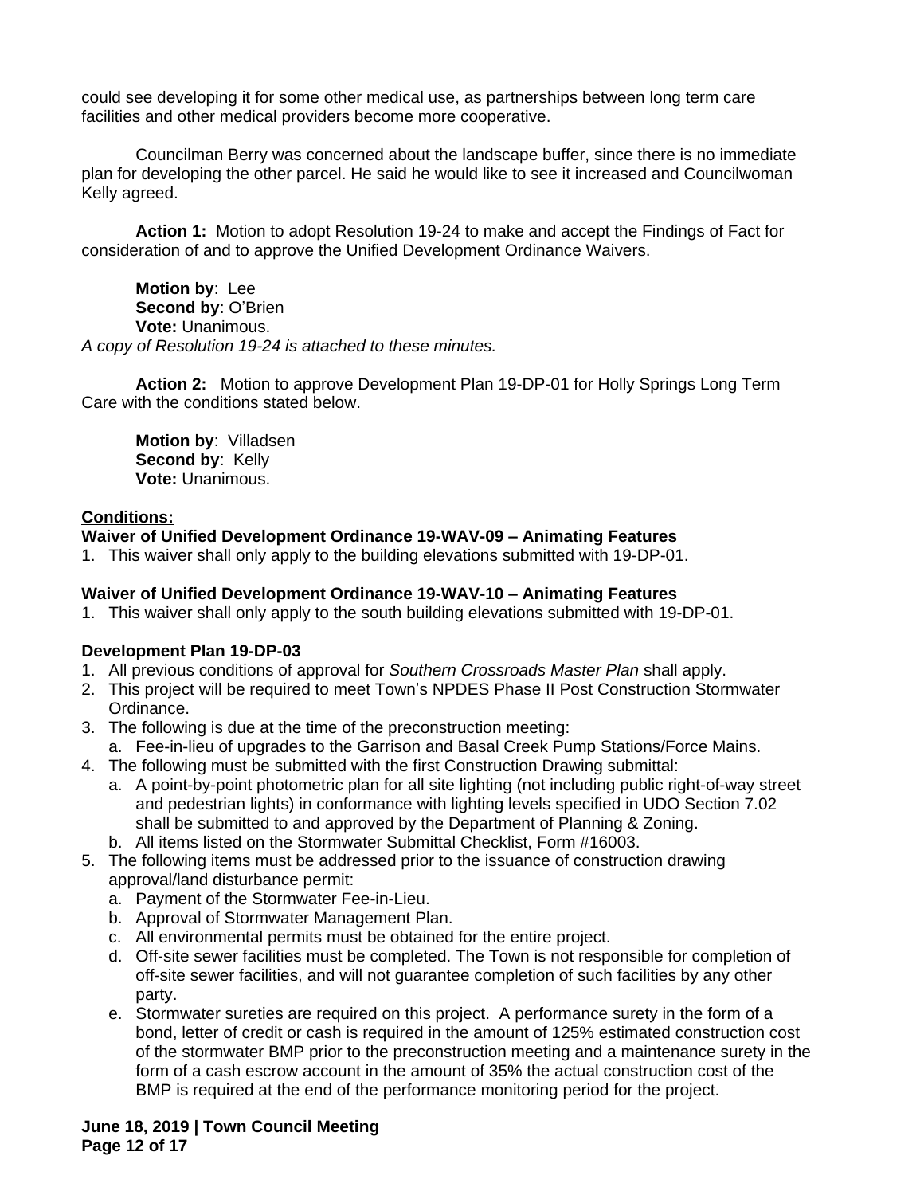could see developing it for some other medical use, as partnerships between long term care facilities and other medical providers become more cooperative.

Councilman Berry was concerned about the landscape buffer, since there is no immediate plan for developing the other parcel. He said he would like to see it increased and Councilwoman Kelly agreed.

**Action 1:** Motion to adopt Resolution 19-24 to make and accept the Findings of Fact for consideration of and to approve the Unified Development Ordinance Waivers.

**Motion by**: Lee
**Second by**: O'Brien
**Vote:** Unanimous.

*A copy of Resolution 19-24 is attached to these minutes.*

**Action 2:** Motion to approve Development Plan 19-DP-01 for Holly Springs Long Term Care with the conditions stated below.

**Motion by**: Villadsen
**Second by**: Kelly
**Vote:** Unanimous.

**Conditions:**

**Waiver of Unified Development Ordinance 19-WAV-09 – Animating Features**

1. This waiver shall only apply to the building elevations submitted with 19-DP-01.

**Waiver of Unified Development Ordinance 19-WAV-10 – Animating Features**

1. This waiver shall only apply to the south building elevations submitted with 19-DP-01.

**Development Plan 19-DP-03**

1. All previous conditions of approval for *Southern Crossroads Master Plan* shall apply.
2. This project will be required to meet Town's NPDES Phase II Post Construction Stormwater Ordinance.
3. The following is due at the time of the preconstruction meeting:
   a. Fee-in-lieu of upgrades to the Garrison and Basal Creek Pump Stations/Force Mains.
4. The following must be submitted with the first Construction Drawing submittal:
   a. A point-by-point photometric plan for all site lighting (not including public right-of-way street and pedestrian lights) in conformance with lighting levels specified in UDO Section 7.02 shall be submitted to and approved by the Department of Planning & Zoning.
   b. All items listed on the Stormwater Submittal Checklist, Form #16003.
5. The following items must be addressed prior to the issuance of construction drawing approval/land disturbance permit:
   a. Payment of the Stormwater Fee-in-Lieu.
   b. Approval of Stormwater Management Plan.
   c. All environmental permits must be obtained for the entire project.
   d. Off-site sewer facilities must be completed. The Town is not responsible for completion of off-site sewer facilities, and will not guarantee completion of such facilities by any other party.
   e. Stormwater sureties are required on this project. A performance surety in the form of a bond, letter of credit or cash is required in the amount of 125% estimated construction cost of the stormwater BMP prior to the preconstruction meeting and a maintenance surety in the form of a cash escrow account in the amount of 35% the actual construction cost of the BMP is required at the end of the performance monitoring period for the project.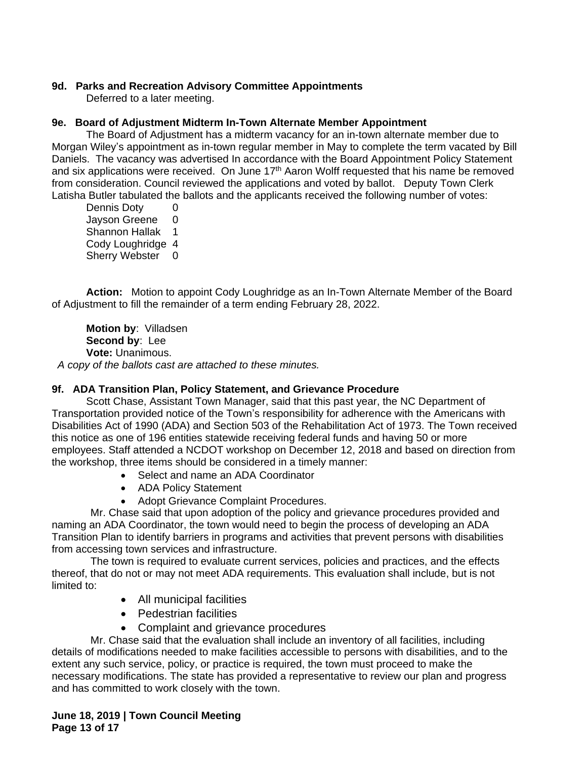**9d. Parks and Recreation Advisory Committee Appointments**

Deferred to a later meeting.

**9e. Board of Adjustment Midterm In-Town Alternate Member Appointment**

The Board of Adjustment has a midterm vacancy for an in-town alternate member due to Morgan Wiley's appointment as in-town regular member in May to complete the term vacated by Bill Daniels. The vacancy was advertised In accordance with the Board Appointment Policy Statement and six applications were received. On June 17th Aaron Wolff requested that his name be removed from consideration. Council reviewed the applications and voted by ballot. Deputy Town Clerk Latisha Butler tabulated the ballots and the applicants received the following number of votes:

| | |
|---|---|
| Dennis Doty | 0 |
| Jayson Greene | 0 |
| Shannon Hallak | 1 |
| Cody Loughridge | 4 |
| Sherry Webster | 0 |

**Action:** Motion to appoint Cody Loughridge as an In-Town Alternate Member of the Board of Adjustment to fill the remainder of a term ending February 28, 2022.

**Motion by**: Villadsen
**Second by**: Lee
**Vote:** Unanimous.

*A copy of the ballots cast are attached to these minutes.*

**9f. ADA Transition Plan, Policy Statement, and Grievance Procedure**

Scott Chase, Assistant Town Manager, said that this past year, the NC Department of Transportation provided notice of the Town's responsibility for adherence with the Americans with Disabilities Act of 1990 (ADA) and Section 503 of the Rehabilitation Act of 1973. The Town received this notice as one of 196 entities statewide receiving federal funds and having 50 or more employees. Staff attended a NCDOT workshop on December 12, 2018 and based on direction from the workshop, three items should be considered in a timely manner:

- Select and name an ADA Coordinator
- ADA Policy Statement
- Adopt Grievance Complaint Procedures.

Mr. Chase said that upon adoption of the policy and grievance procedures provided and naming an ADA Coordinator, the town would need to begin the process of developing an ADA Transition Plan to identify barriers in programs and activities that prevent persons with disabilities from accessing town services and infrastructure.

The town is required to evaluate current services, policies and practices, and the effects thereof, that do not or may not meet ADA requirements. This evaluation shall include, but is not limited to:

- All municipal facilities
- Pedestrian facilities
- Complaint and grievance procedures

Mr. Chase said that the evaluation shall include an inventory of all facilities, including details of modifications needed to make facilities accessible to persons with disabilities, and to the extent any such service, policy, or practice is required, the town must proceed to make the necessary modifications. The state has provided a representative to review our plan and progress and has committed to work closely with the town.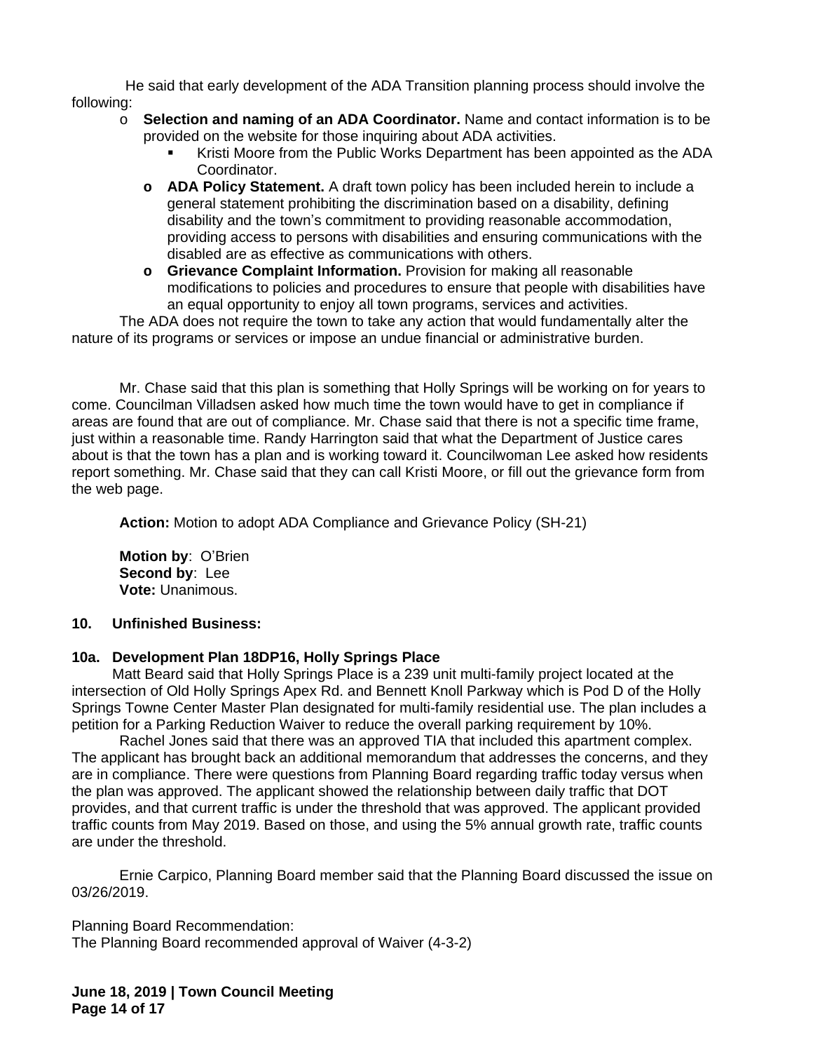He said that early development of the ADA Transition planning process should involve the following:

- **Selection and naming of an ADA Coordinator.** Name and contact information is to be provided on the website for those inquiring about ADA activities.
  - Kristi Moore from the Public Works Department has been appointed as the ADA Coordinator.
  - **ADA Policy Statement.** A draft town policy has been included herein to include a general statement prohibiting the discrimination based on a disability, defining disability and the town's commitment to providing reasonable accommodation, providing access to persons with disabilities and ensuring communications with the disabled are as effective as communications with others.
  - **Grievance Complaint Information.** Provision for making all reasonable modifications to policies and procedures to ensure that people with disabilities have an equal opportunity to enjoy all town programs, services and activities.

The ADA does not require the town to take any action that would fundamentally alter the nature of its programs or services or impose an undue financial or administrative burden.

Mr. Chase said that this plan is something that Holly Springs will be working on for years to come. Councilman Villadsen asked how much time the town would have to get in compliance if areas are found that are out of compliance. Mr. Chase said that there is not a specific time frame, just within a reasonable time. Randy Harrington said that what the Department of Justice cares about is that the town has a plan and is working toward it. Councilwoman Lee asked how residents report something. Mr. Chase said that they can call Kristi Moore, or fill out the grievance form from the web page.

**Action:** Motion to adopt ADA Compliance and Grievance Policy (SH-21)

**Motion by**: O'Brien
**Second by**: Lee
**Vote:** Unanimous.

**10. Unfinished Business:**

**10a. Development Plan 18DP16, Holly Springs Place**

Matt Beard said that Holly Springs Place is a 239 unit multi-family project located at the intersection of Old Holly Springs Apex Rd. and Bennett Knoll Parkway which is Pod D of the Holly Springs Towne Center Master Plan designated for multi-family residential use. The plan includes a petition for a Parking Reduction Waiver to reduce the overall parking requirement by 10%.

Rachel Jones said that there was an approved TIA that included this apartment complex. The applicant has brought back an additional memorandum that addresses the concerns, and they are in compliance. There were questions from Planning Board regarding traffic today versus when the plan was approved. The applicant showed the relationship between daily traffic that DOT provides, and that current traffic is under the threshold that was approved. The applicant provided traffic counts from May 2019. Based on those, and using the 5% annual growth rate, traffic counts are under the threshold.

Ernie Carpico, Planning Board member said that the Planning Board discussed the issue on 03/26/2019.

Planning Board Recommendation:
The Planning Board recommended approval of Waiver (4-3-2)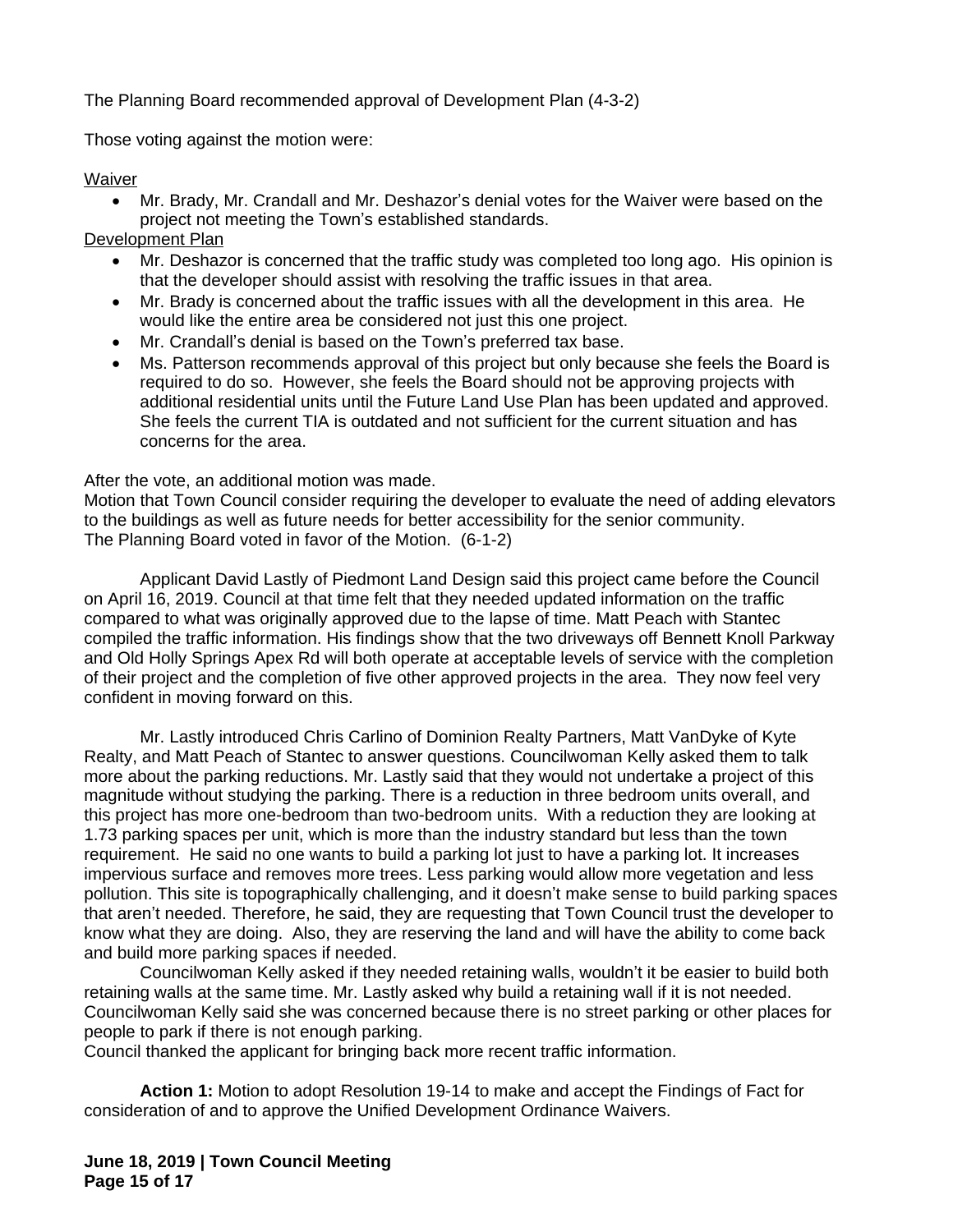The Planning Board recommended approval of Development Plan (4-3-2)

Those voting against the motion were:

<u>Waiver</u>

- Mr. Brady, Mr. Crandall and Mr. Deshazor's denial votes for the Waiver were based on the project not meeting the Town's established standards.

<u>Development Plan</u>

- Mr. Deshazor is concerned that the traffic study was completed too long ago. His opinion is that the developer should assist with resolving the traffic issues in that area.
- Mr. Brady is concerned about the traffic issues with all the development in this area. He would like the entire area be considered not just this one project.
- Mr. Crandall's denial is based on the Town's preferred tax base.
- Ms. Patterson recommends approval of this project but only because she feels the Board is required to do so. However, she feels the Board should not be approving projects with additional residential units until the Future Land Use Plan has been updated and approved. She feels the current TIA is outdated and not sufficient for the current situation and has concerns for the area.

After the vote, an additional motion was made.
Motion that Town Council consider requiring the developer to evaluate the need of adding elevators to the buildings as well as future needs for better accessibility for the senior community.
The Planning Board voted in favor of the Motion. (6-1-2)

Applicant David Lastly of Piedmont Land Design said this project came before the Council on April 16, 2019. Council at that time felt that they needed updated information on the traffic compared to what was originally approved due to the lapse of time. Matt Peach with Stantec compiled the traffic information. His findings show that the two driveways off Bennett Knoll Parkway and Old Holly Springs Apex Rd will both operate at acceptable levels of service with the completion of their project and the completion of five other approved projects in the area. They now feel very confident in moving forward on this.

Mr. Lastly introduced Chris Carlino of Dominion Realty Partners, Matt VanDyke of Kyte Realty, and Matt Peach of Stantec to answer questions. Councilwoman Kelly asked them to talk more about the parking reductions. Mr. Lastly said that they would not undertake a project of this magnitude without studying the parking. There is a reduction in three bedroom units overall, and this project has more one-bedroom than two-bedroom units. With a reduction they are looking at 1.73 parking spaces per unit, which is more than the industry standard but less than the town requirement. He said no one wants to build a parking lot just to have a parking lot. It increases impervious surface and removes more trees. Less parking would allow more vegetation and less pollution. This site is topographically challenging, and it doesn't make sense to build parking spaces that aren't needed. Therefore, he said, they are requesting that Town Council trust the developer to know what they are doing. Also, they are reserving the land and will have the ability to come back and build more parking spaces if needed.

Councilwoman Kelly asked if they needed retaining walls, wouldn't it be easier to build both retaining walls at the same time. Mr. Lastly asked why build a retaining wall if it is not needed. Councilwoman Kelly said she was concerned because there is no street parking or other places for people to park if there is not enough parking.
Council thanked the applicant for bringing back more recent traffic information.

**Action 1:** Motion to adopt Resolution 19-14 to make and accept the Findings of Fact for consideration of and to approve the Unified Development Ordinance Waivers.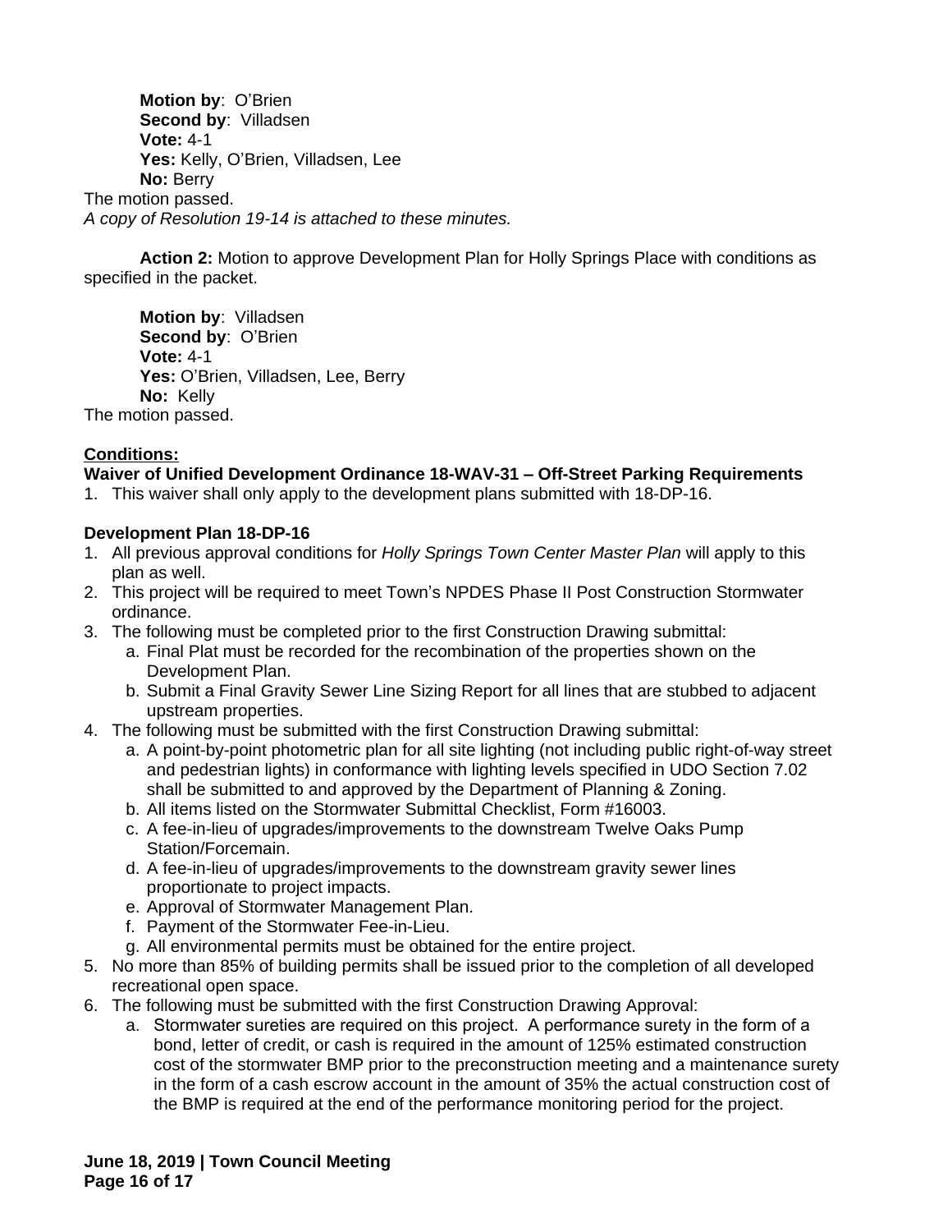**Motion by**: O'Brien
**Second by**: Villadsen
**Vote:** 4-1
**Yes:** Kelly, O'Brien, Villadsen, Lee
**No:** Berry

The motion passed.

*A copy of Resolution 19-14 is attached to these minutes.*

**Action 2:** Motion to approve Development Plan for Holly Springs Place with conditions as specified in the packet.

**Motion by**: Villadsen
**Second by**: O'Brien
**Vote:** 4-1
**Yes:** O'Brien, Villadsen, Lee, Berry
**No:** Kelly

The motion passed.

**Conditions:**

**Waiver of Unified Development Ordinance 18-WAV-31 – Off-Street Parking Requirements**

1. This waiver shall only apply to the development plans submitted with 18-DP-16.

**Development Plan 18-DP-16**

1. All previous approval conditions for *Holly Springs Town Center Master Plan* will apply to this plan as well.
2. This project will be required to meet Town's NPDES Phase II Post Construction Stormwater ordinance.
3. The following must be completed prior to the first Construction Drawing submittal:
   a. Final Plat must be recorded for the recombination of the properties shown on the Development Plan.
   b. Submit a Final Gravity Sewer Line Sizing Report for all lines that are stubbed to adjacent upstream properties.
4. The following must be submitted with the first Construction Drawing submittal:
   a. A point-by-point photometric plan for all site lighting (not including public right-of-way street and pedestrian lights) in conformance with lighting levels specified in UDO Section 7.02 shall be submitted to and approved by the Department of Planning & Zoning.
   b. All items listed on the Stormwater Submittal Checklist, Form #16003.
   c. A fee-in-lieu of upgrades/improvements to the downstream Twelve Oaks Pump Station/Forcemain.
   d. A fee-in-lieu of upgrades/improvements to the downstream gravity sewer lines proportionate to project impacts.
   e. Approval of Stormwater Management Plan.
   f. Payment of the Stormwater Fee-in-Lieu.
   g. All environmental permits must be obtained for the entire project.
5. No more than 85% of building permits shall be issued prior to the completion of all developed recreational open space.
6. The following must be submitted with the first Construction Drawing Approval:
   a. Stormwater sureties are required on this project. A performance surety in the form of a bond, letter of credit, or cash is required in the amount of 125% estimated construction cost of the stormwater BMP prior to the preconstruction meeting and a maintenance surety in the form of a cash escrow account in the amount of 35% the actual construction cost of the BMP is required at the end of the performance monitoring period for the project.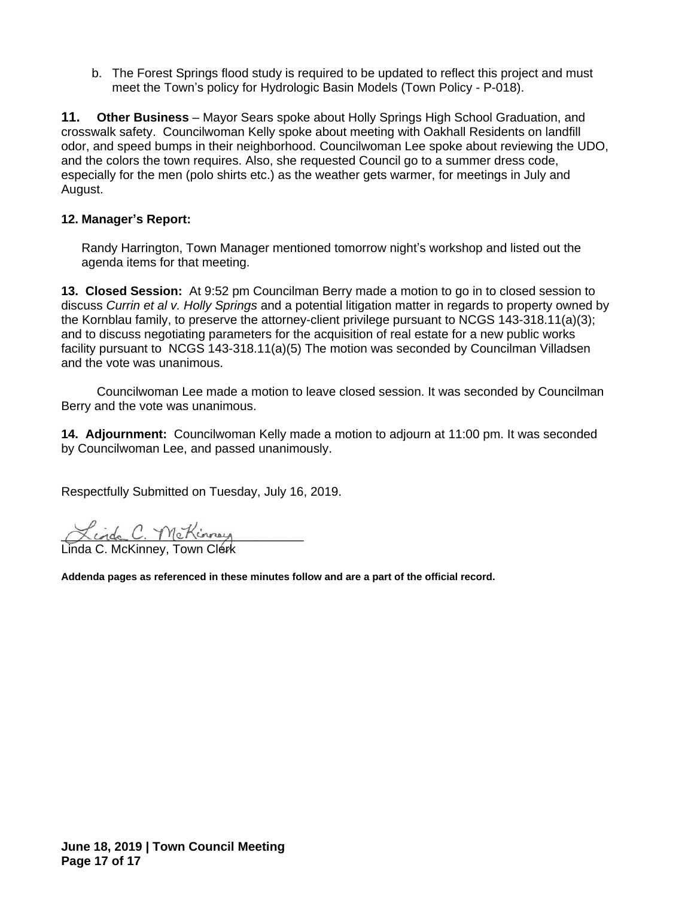b. The Forest Springs flood study is required to be updated to reflect this project and must meet the Town's policy for Hydrologic Basin Models (Town Policy - P-018).

**11. Other Business** – Mayor Sears spoke about Holly Springs High School Graduation, and crosswalk safety. Councilwoman Kelly spoke about meeting with Oakhall Residents on landfill odor, and speed bumps in their neighborhood. Councilwoman Lee spoke about reviewing the UDO, and the colors the town requires. Also, she requested Council go to a summer dress code, especially for the men (polo shirts etc.) as the weather gets warmer, for meetings in July and August.

**12. Manager's Report:**

Randy Harrington, Town Manager mentioned tomorrow night's workshop and listed out the agenda items for that meeting.

**13. Closed Session:** At 9:52 pm Councilman Berry made a motion to go in to closed session to discuss *Currin et al v. Holly Springs* and a potential litigation matter in regards to property owned by the Kornblau family, to preserve the attorney-client privilege pursuant to NCGS 143-318.11(a)(3); and to discuss negotiating parameters for the acquisition of real estate for a new public works facility pursuant to NCGS 143-318.11(a)(5) The motion was seconded by Councilman Villadsen and the vote was unanimous.

Councilwoman Lee made a motion to leave closed session. It was seconded by Councilman Berry and the vote was unanimous.

**14. Adjournment:** Councilwoman Kelly made a motion to adjourn at 11:00 pm. It was seconded by Councilwoman Lee, and passed unanimously.

Respectfully Submitted on Tuesday, July 16, 2019.

Linda C. McKinney, Town Clerk

**Addenda pages as referenced in these minutes follow and are a part of the official record.**